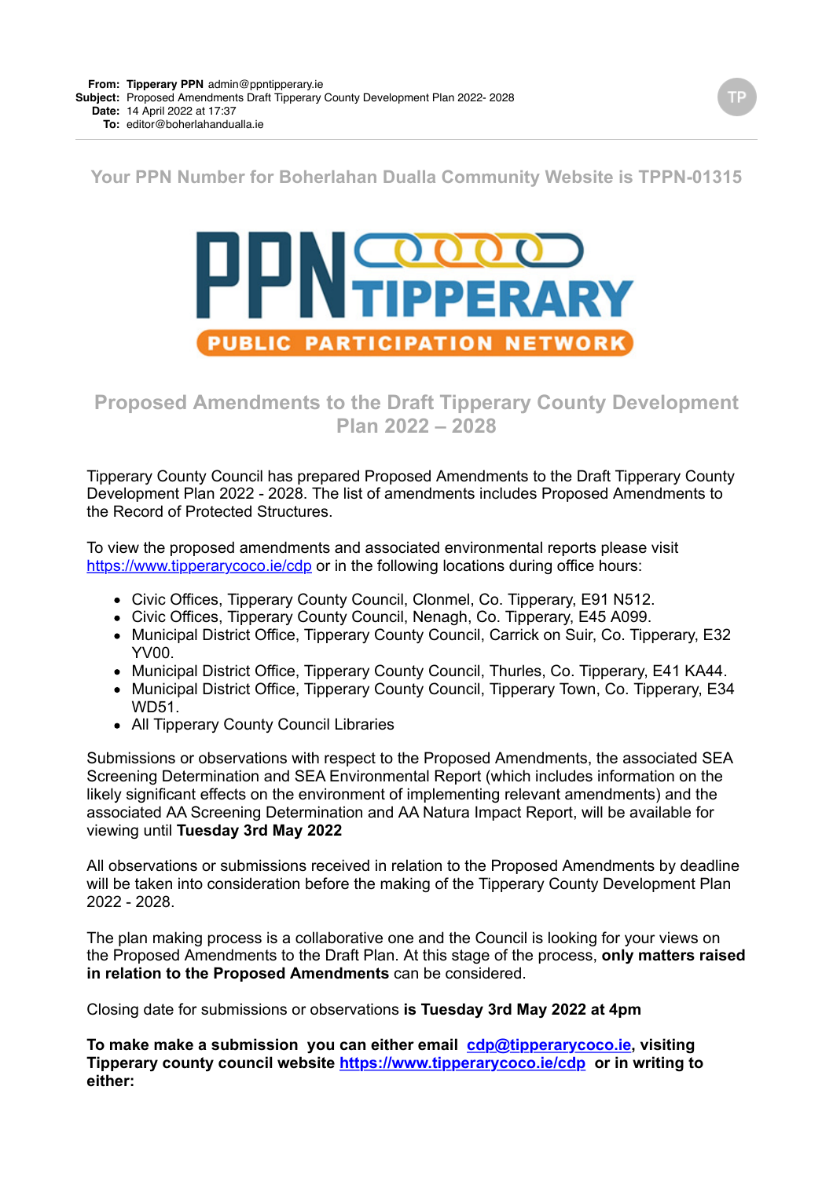**From:** Tipperary PPN admin@ppntipperary.ie
**Subject:** Proposed Amendments Draft Tipperary County Development Plan 2022- 2028
**Date:** 14 April 2022 at 17:37
**To:** editor@boherlahandualla.ie

### Your PPN Number for Boherlahan Dualla Community Website is TPPN-01315

PPN TIPPERARY
PUBLIC PARTICIPATION NETWORK

## Proposed Amendments to the Draft Tipperary County Development Plan 2022 – 2028

Tipperary County Council has prepared Proposed Amendments to the Draft Tipperary County Development Plan 2022 - 2028. The list of amendments includes Proposed Amendments to the Record of Protected Structures.

To view the proposed amendments and associated environmental reports please visit https://www.tipperarycoco.ie/cdp or in the following locations during office hours:

- Civic Offices, Tipperary County Council, Clonmel, Co. Tipperary, E91 N512.
- Civic Offices, Tipperary County Council, Nenagh, Co. Tipperary, E45 A099.
- Municipal District Office, Tipperary County Council, Carrick on Suir, Co. Tipperary, E32 YV00.
- Municipal District Office, Tipperary County Council, Thurles, Co. Tipperary, E41 KA44.
- Municipal District Office, Tipperary County Council, Tipperary Town, Co. Tipperary, E34 WD51.
- All Tipperary County Council Libraries

Submissions or observations with respect to the Proposed Amendments, the associated SEA Screening Determination and SEA Environmental Report (which includes information on the likely significant effects on the environment of implementing relevant amendments) and the associated AA Screening Determination and AA Natura Impact Report, will be available for viewing until **Tuesday 3rd May 2022**

All observations or submissions received in relation to the Proposed Amendments by deadline will be taken into consideration before the making of the Tipperary County Development Plan 2022 - 2028.

The plan making process is a collaborative one and the Council is looking for your views on the Proposed Amendments to the Draft Plan. At this stage of the process, **only matters raised in relation to the Proposed Amendments** can be considered.

Closing date for submissions or observations **is Tuesday 3rd May 2022 at 4pm**

**To make make a submission you can either email cdp@tipperarycoco.ie, visiting Tipperary county council website https://www.tipperarycoco.ie/cdp or in writing to either:**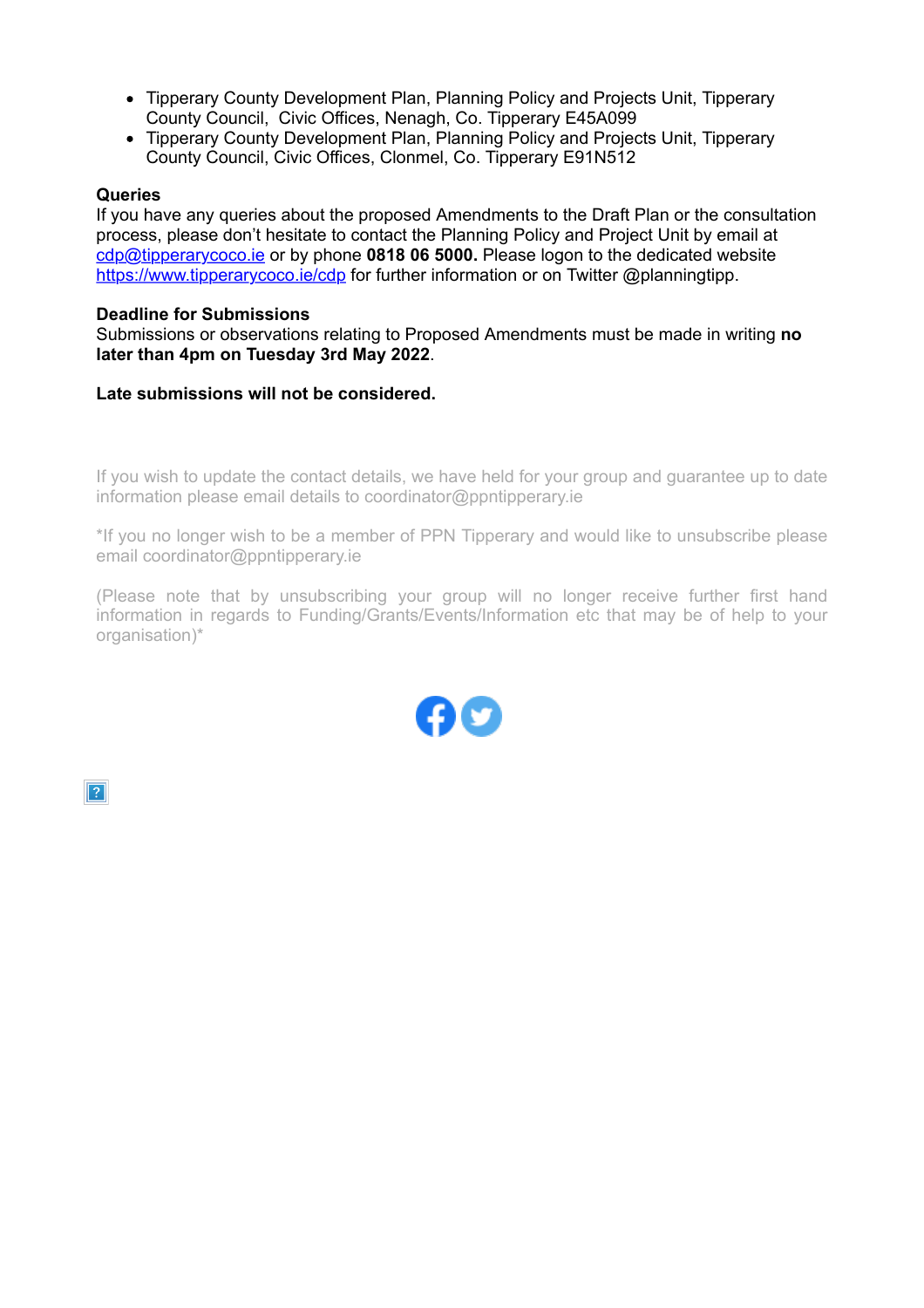- Tipperary County Development Plan, Planning Policy and Projects Unit, Tipperary County Council, Civic Offices, Nenagh, Co. Tipperary E45A099
- Tipperary County Development Plan, Planning Policy and Projects Unit, Tipperary County Council, Civic Offices, Clonmel, Co. Tipperary E91N512

**Queries**

If you have any queries about the proposed Amendments to the Draft Plan or the consultation process, please don't hesitate to contact the Planning Policy and Project Unit by email at cdp@tipperarycoco.ie or by phone **0818 06 5000.** Please logon to the dedicated website https://www.tipperarycoco.ie/cdp for further information or on Twitter @planningtipp.

**Deadline for Submissions**

Submissions or observations relating to Proposed Amendments must be made in writing **no later than 4pm on Tuesday 3rd May 2022**.

**Late submissions will not be considered.**

If you wish to update the contact details, we have held for your group and guarantee up to date information please email details to coordinator@ppntipperary.ie

*If you no longer wish to be a member of PPN Tipperary and would like to unsubscribe please email coordinator@ppntipperary.ie

(Please note that by unsubscribing your group will no longer receive further first hand information in regards to Funding/Grants/Events/Information etc that may be of help to your organisation)*